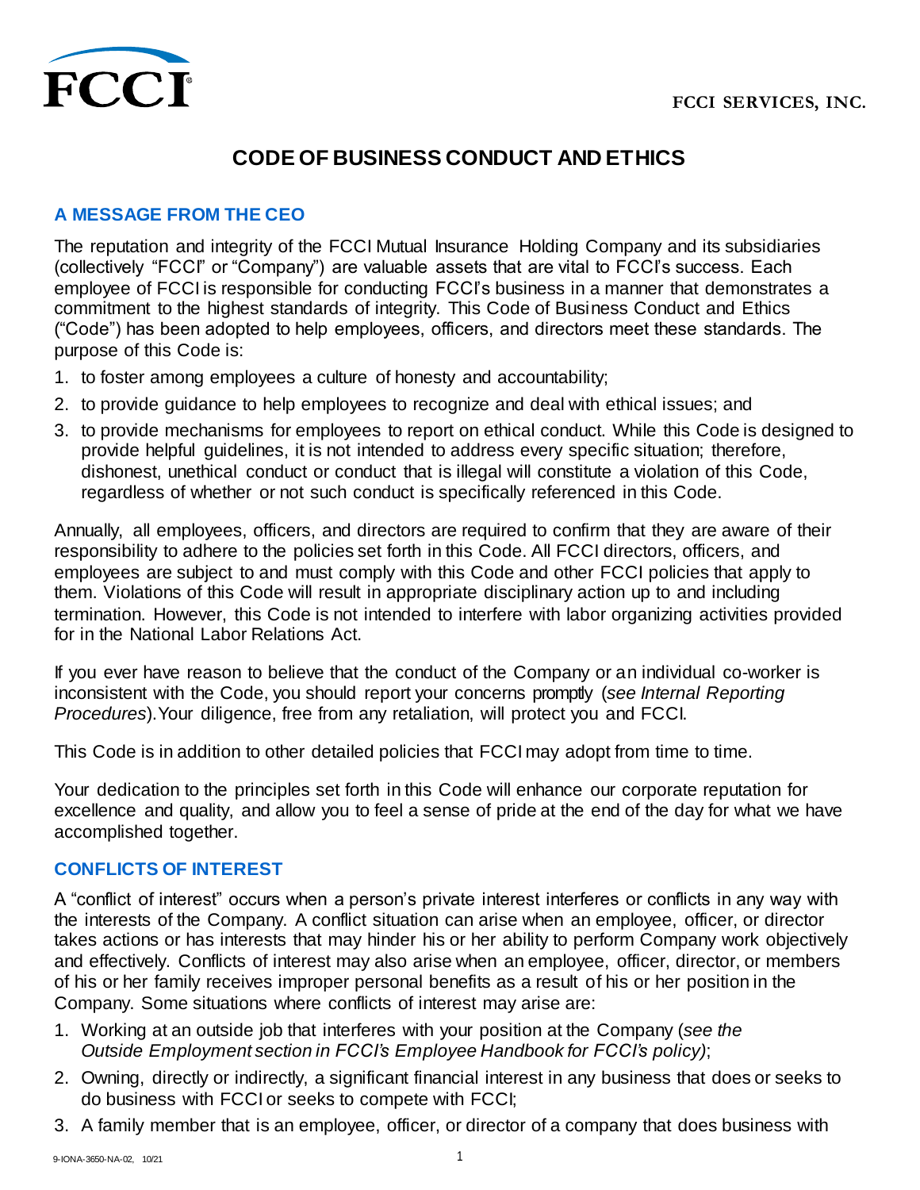FCCI SERVICES, INC.

# CODE OF BUSINESS CONDUCT AND ETHICS

## A MESSAGE FROM THE CEO

The reputation and integrity of the FCCI Mutual Insurance Holding Company and its subsidiaries (collectively "FCCI" or "Company") are valuable assets that are vital to FCCI's success. Each employee of FCCI is responsible for conducting FCCI's business in a manner that demonstrates a commitment to the highest standards of integrity. This Code of Business Conduct and Ethics ("Code") has been adopted to help employees, officers, and directors meet these standards. The purpose of this Code is:

1. to foster among employees a culture of honesty and accountability;
2. to provide guidance to help employees to recognize and deal with ethical issues; and
3. to provide mechanisms for employees to report on ethical conduct. While this Code is designed to provide helpful guidelines, it is not intended to address every specific situation; therefore, dishonest, unethical conduct or conduct that is illegal will constitute a violation of this Code, regardless of whether or not such conduct is specifically referenced in this Code.

Annually, all employees, officers, and directors are required to confirm that they are aware of their responsibility to adhere to the policies set forth in this Code. All FCCI directors, officers, and employees are subject to and must comply with this Code and other FCCI policies that apply to them. Violations of this Code will result in appropriate disciplinary action up to and including termination. However, this Code is not intended to interfere with labor organizing activities provided for in the National Labor Relations Act.

If you ever have reason to believe that the conduct of the Company or an individual co-worker is inconsistent with the Code, you should report your concerns promptly (*see Internal Reporting Procedures*). Your diligence, free from any retaliation, will protect you and FCCI.

This Code is in addition to other detailed policies that FCCI may adopt from time to time.

Your dedication to the principles set forth in this Code will enhance our corporate reputation for excellence and quality, and allow you to feel a sense of pride at the end of the day for what we have accomplished together.

## CONFLICTS OF INTEREST

A "conflict of interest" occurs when a person's private interest interferes or conflicts in any way with the interests of the Company. A conflict situation can arise when an employee, officer, or director takes actions or has interests that may hinder his or her ability to perform Company work objectively and effectively. Conflicts of interest may also arise when an employee, officer, director, or members of his or her family receives improper personal benefits as a result of his or her position in the Company. Some situations where conflicts of interest may arise are:

1. Working at an outside job that interferes with your position at the Company (*see the Outside Employment section in FCCI's Employee Handbook for FCCI's policy)*;
2. Owning, directly or indirectly, a significant financial interest in any business that does or seeks to do business with FCCI or seeks to compete with FCCI;
3. A family member that is an employee, officer, or director of a company that does business with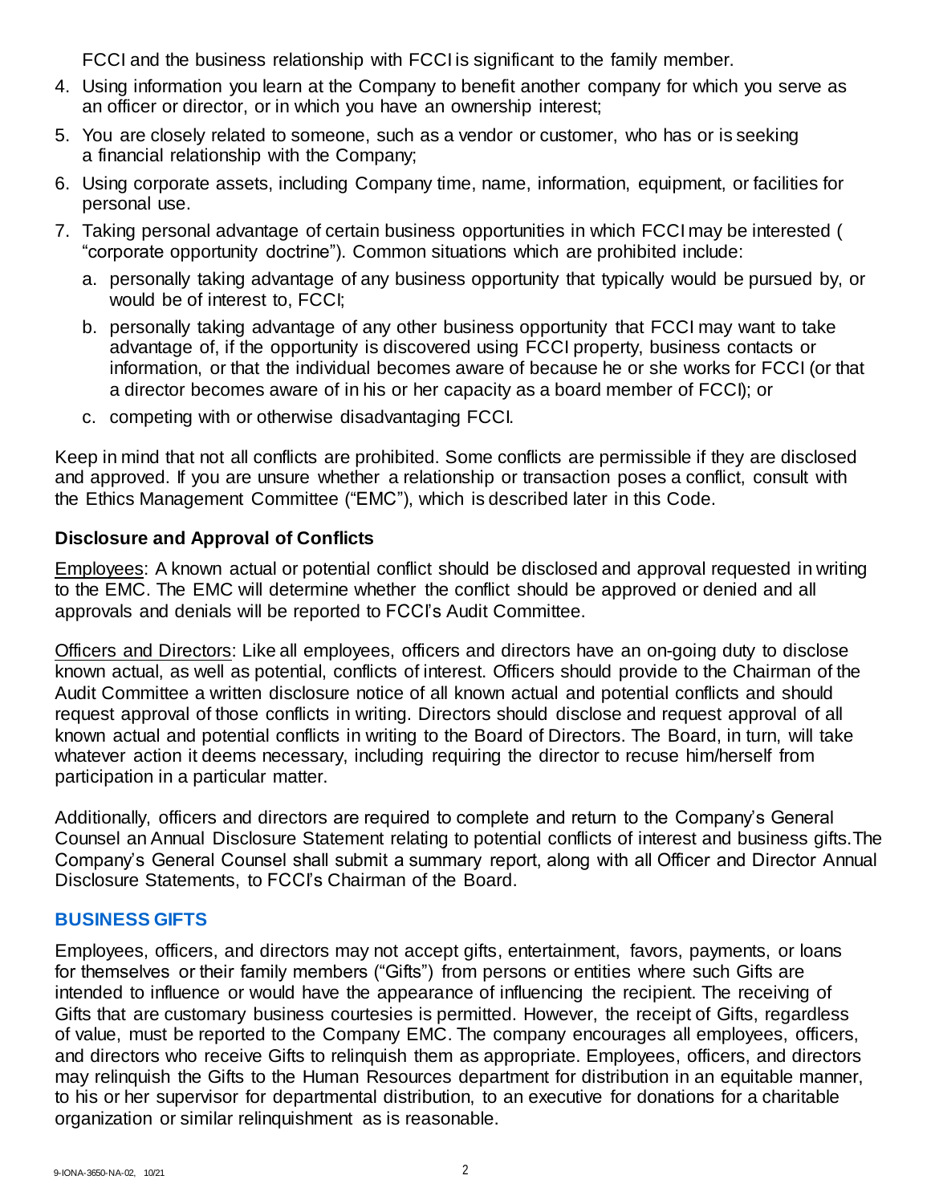FCCI and the business relationship with FCCI is significant to the family member.

4. Using information you learn at the Company to benefit another company for which you serve as an officer or director, or in which you have an ownership interest;
5. You are closely related to someone, such as a vendor or customer, who has or is seeking a financial relationship with the Company;
6. Using corporate assets, including Company time, name, information, equipment, or facilities for personal use.
7. Taking personal advantage of certain business opportunities in which FCCI may be interested ( "corporate opportunity doctrine"). Common situations which are prohibited include:
   a. personally taking advantage of any business opportunity that typically would be pursued by, or would be of interest to, FCCI;
   b. personally taking advantage of any other business opportunity that FCCI may want to take advantage of, if the opportunity is discovered using FCCI property, business contacts or information, or that the individual becomes aware of because he or she works for FCCI (or that a director becomes aware of in his or her capacity as a board member of FCCI); or
   c. competing with or otherwise disadvantaging FCCI.

Keep in mind that not all conflicts are prohibited. Some conflicts are permissible if they are disclosed and approved. If you are unsure whether a relationship or transaction poses a conflict, consult with the Ethics Management Committee ("EMC"), which is described later in this Code.

### Disclosure and Approval of Conflicts

Employees: A known actual or potential conflict should be disclosed and approval requested in writing to the EMC. The EMC will determine whether the conflict should be approved or denied and all approvals and denials will be reported to FCCI's Audit Committee.

Officers and Directors: Like all employees, officers and directors have an on-going duty to disclose known actual, as well as potential, conflicts of interest. Officers should provide to the Chairman of the Audit Committee a written disclosure notice of all known actual and potential conflicts and should request approval of those conflicts in writing. Directors should disclose and request approval of all known actual and potential conflicts in writing to the Board of Directors. The Board, in turn, will take whatever action it deems necessary, including requiring the director to recuse him/herself from participation in a particular matter.

Additionally, officers and directors are required to complete and return to the Company's General Counsel an Annual Disclosure Statement relating to potential conflicts of interest and business gifts.The Company's General Counsel shall submit a summary report, along with all Officer and Director Annual Disclosure Statements, to FCCI's Chairman of the Board.

## BUSINESS GIFTS

Employees, officers, and directors may not accept gifts, entertainment, favors, payments, or loans for themselves or their family members ("Gifts") from persons or entities where such Gifts are intended to influence or would have the appearance of influencing the recipient. The receiving of Gifts that are customary business courtesies is permitted. However, the receipt of Gifts, regardless of value, must be reported to the Company EMC. The company encourages all employees, officers, and directors who receive Gifts to relinquish them as appropriate. Employees, officers, and directors may relinquish the Gifts to the Human Resources department for distribution in an equitable manner, to his or her supervisor for departmental distribution, to an executive for donations for a charitable organization or similar relinquishment as is reasonable.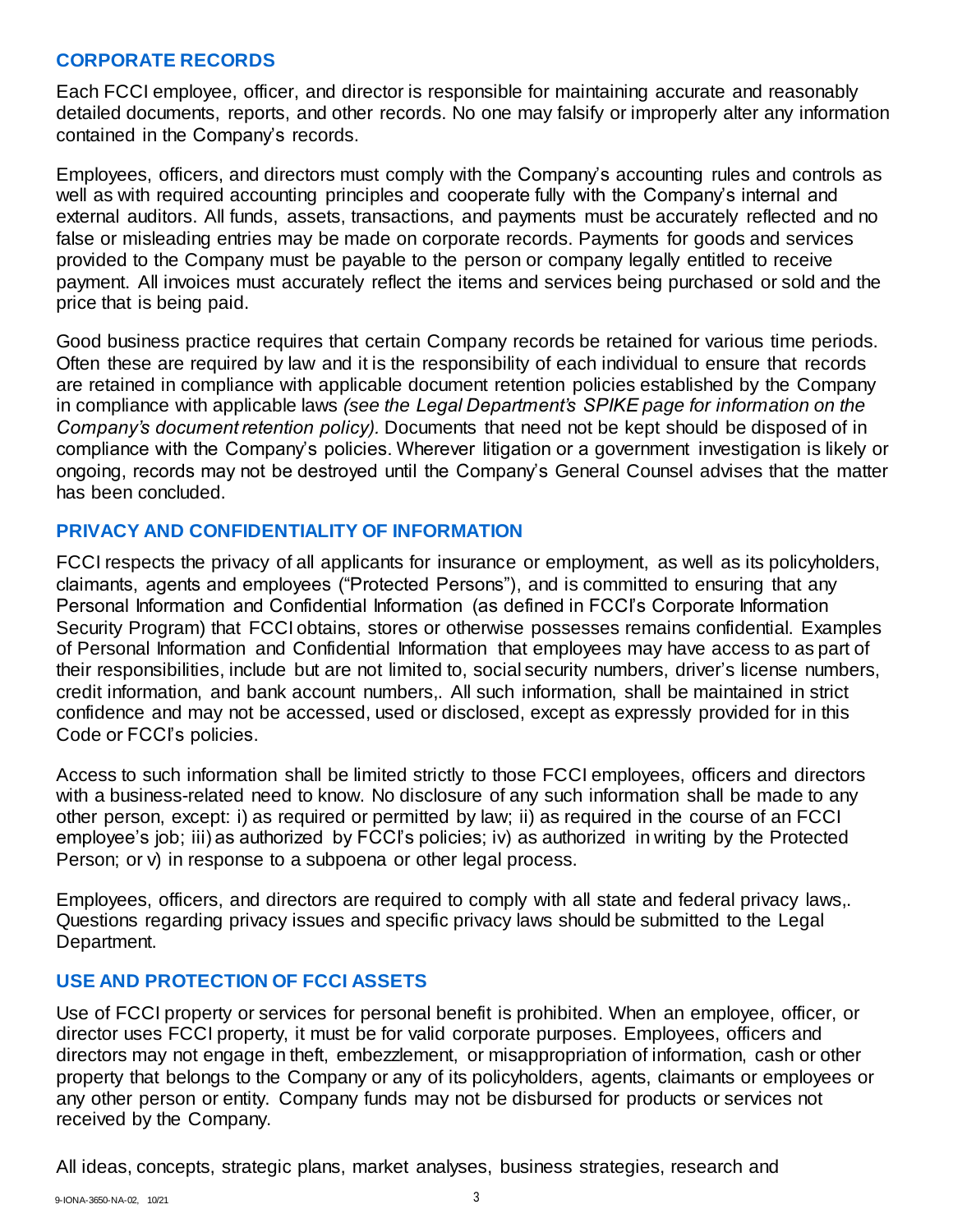## CORPORATE RECORDS

Each FCCI employee, officer, and director is responsible for maintaining accurate and reasonably detailed documents, reports, and other records. No one may falsify or improperly alter any information contained in the Company's records.

Employees, officers, and directors must comply with the Company's accounting rules and controls as well as with required accounting principles and cooperate fully with the Company's internal and external auditors. All funds, assets, transactions, and payments must be accurately reflected and no false or misleading entries may be made on corporate records. Payments for goods and services provided to the Company must be payable to the person or company legally entitled to receive payment. All invoices must accurately reflect the items and services being purchased or sold and the price that is being paid.

Good business practice requires that certain Company records be retained for various time periods. Often these are required by law and it is the responsibility of each individual to ensure that records are retained in compliance with applicable document retention policies established by the Company in compliance with applicable laws *(see the Legal Department's SPIKE page for information on the Company's document retention policy)*. Documents that need not be kept should be disposed of in compliance with the Company's policies. Wherever litigation or a government investigation is likely or ongoing, records may not be destroyed until the Company's General Counsel advises that the matter has been concluded.

## PRIVACY AND CONFIDENTIALITY OF INFORMATION

FCCI respects the privacy of all applicants for insurance or employment, as well as its policyholders, claimants, agents and employees ("Protected Persons"), and is committed to ensuring that any Personal Information and Confidential Information (as defined in FCCI's Corporate Information Security Program) that FCCI obtains, stores or otherwise possesses remains confidential. Examples of Personal Information and Confidential Information that employees may have access to as part of their responsibilities, include but are not limited to, social security numbers, driver's license numbers, credit information, and bank account numbers,. All such information, shall be maintained in strict confidence and may not be accessed, used or disclosed, except as expressly provided for in this Code or FCCI's policies.

Access to such information shall be limited strictly to those FCCI employees, officers and directors with a business-related need to know. No disclosure of any such information shall be made to any other person, except: i) as required or permitted by law; ii) as required in the course of an FCCI employee's job; iii) as authorized by FCCI's policies; iv) as authorized in writing by the Protected Person; or v) in response to a subpoena or other legal process.

Employees, officers, and directors are required to comply with all state and federal privacy laws,. Questions regarding privacy issues and specific privacy laws should be submitted to the Legal Department.

## USE AND PROTECTION OF FCCI ASSETS

Use of FCCI property or services for personal benefit is prohibited. When an employee, officer, or director uses FCCI property, it must be for valid corporate purposes. Employees, officers and directors may not engage in theft, embezzlement, or misappropriation of information, cash or other property that belongs to the Company or any of its policyholders, agents, claimants or employees or any other person or entity. Company funds may not be disbursed for products or services not received by the Company.

All ideas, concepts, strategic plans, market analyses, business strategies, research and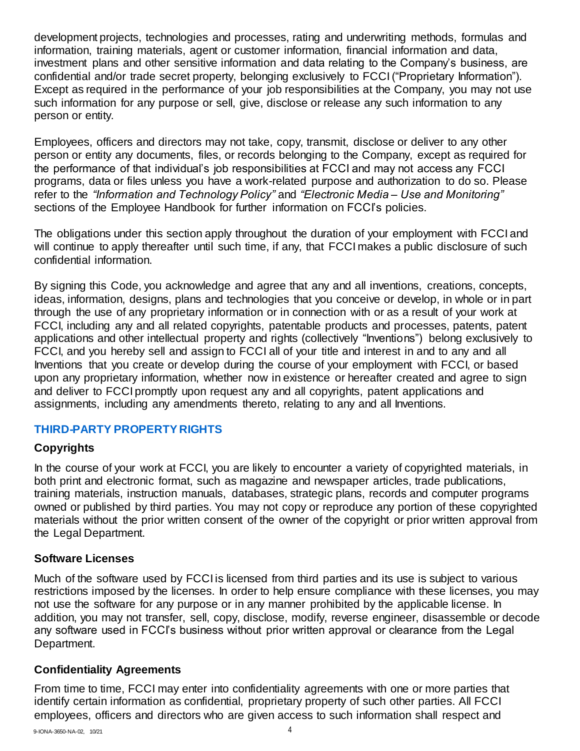development projects, technologies and processes, rating and underwriting methods, formulas and information, training materials, agent or customer information, financial information and data, investment plans and other sensitive information and data relating to the Company's business, are confidential and/or trade secret property, belonging exclusively to FCCI ("Proprietary Information"). Except as required in the performance of your job responsibilities at the Company, you may not use such information for any purpose or sell, give, disclose or release any such information to any person or entity.

Employees, officers and directors may not take, copy, transmit, disclose or deliver to any other person or entity any documents, files, or records belonging to the Company, except as required for the performance of that individual's job responsibilities at FCCI and may not access any FCCI programs, data or files unless you have a work-related purpose and authorization to do so. Please refer to the *"Information and Technology Policy"* and *"Electronic Media – Use and Monitoring"* sections of the Employee Handbook for further information on FCCI's policies.

The obligations under this section apply throughout the duration of your employment with FCCI and will continue to apply thereafter until such time, if any, that FCCI makes a public disclosure of such confidential information.

By signing this Code, you acknowledge and agree that any and all inventions, creations, concepts, ideas, information, designs, plans and technologies that you conceive or develop, in whole or in part through the use of any proprietary information or in connection with or as a result of your work at FCCI, including any and all related copyrights, patentable products and processes, patents, patent applications and other intellectual property and rights (collectively "Inventions") belong exclusively to FCCI, and you hereby sell and assign to FCCI all of your title and interest in and to any and all Inventions that you create or develop during the course of your employment with FCCI, or based upon any proprietary information, whether now in existence or hereafter created and agree to sign and deliver to FCCI promptly upon request any and all copyrights, patent applications and assignments, including any amendments thereto, relating to any and all Inventions.

## THIRD-PARTY PROPERTY RIGHTS

### Copyrights

In the course of your work at FCCI, you are likely to encounter a variety of copyrighted materials, in both print and electronic format, such as magazine and newspaper articles, trade publications, training materials, instruction manuals, databases, strategic plans, records and computer programs owned or published by third parties. You may not copy or reproduce any portion of these copyrighted materials without the prior written consent of the owner of the copyright or prior written approval from the Legal Department.

### Software Licenses

Much of the software used by FCCI is licensed from third parties and its use is subject to various restrictions imposed by the licenses. In order to help ensure compliance with these licenses, you may not use the software for any purpose or in any manner prohibited by the applicable license. In addition, you may not transfer, sell, copy, disclose, modify, reverse engineer, disassemble or decode any software used in FCCI's business without prior written approval or clearance from the Legal Department.

### Confidentiality Agreements

From time to time, FCCI may enter into confidentiality agreements with one or more parties that identify certain information as confidential, proprietary property of such other parties. All FCCI employees, officers and directors who are given access to such information shall respect and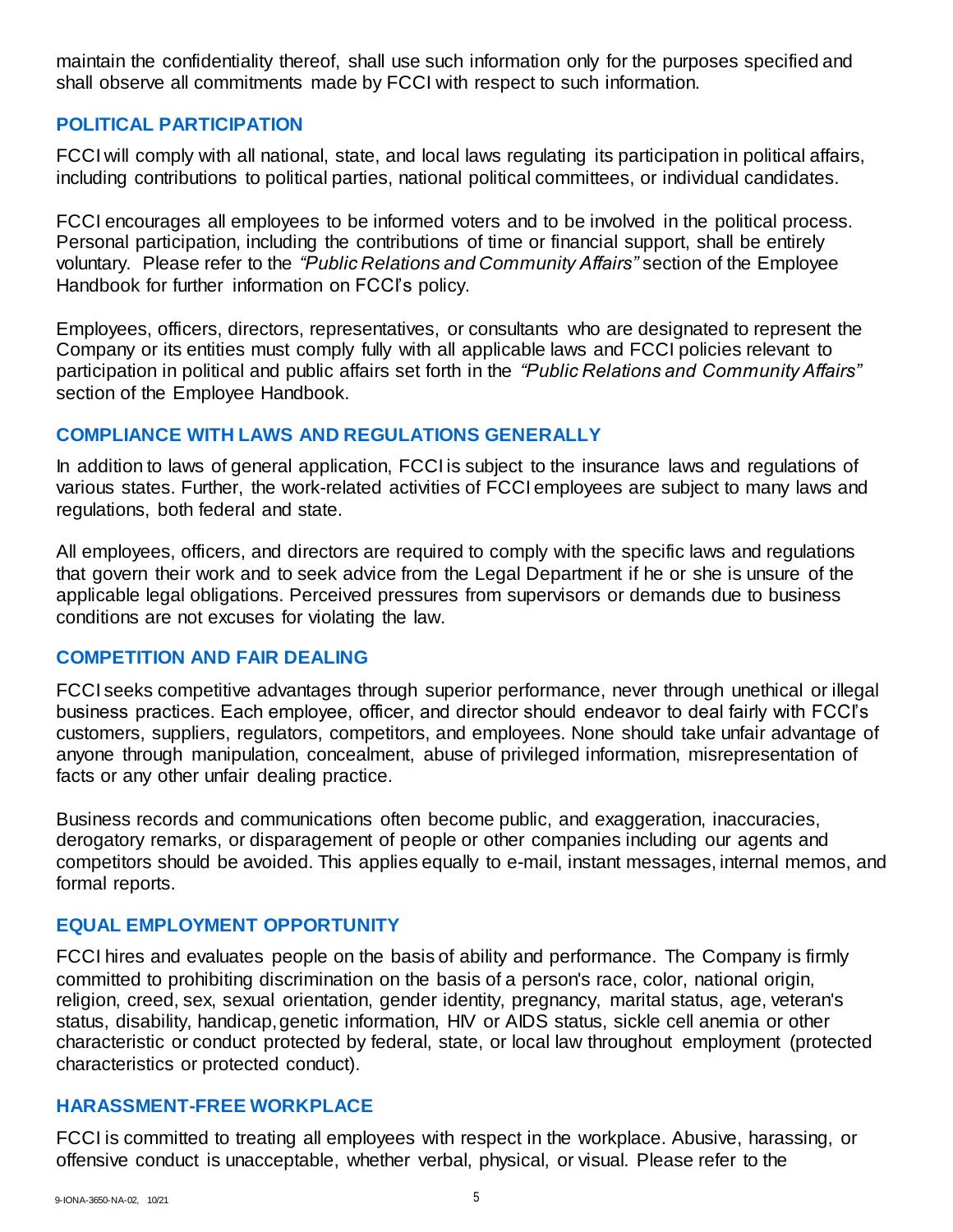maintain the confidentiality thereof, shall use such information only for the purposes specified and shall observe all commitments made by FCCI with respect to such information.

## POLITICAL PARTICIPATION

FCCI will comply with all national, state, and local laws regulating its participation in political affairs, including contributions to political parties, national political committees, or individual candidates.

FCCI encourages all employees to be informed voters and to be involved in the political process. Personal participation, including the contributions of time or financial support, shall be entirely voluntary. Please refer to the *"Public Relations and Community Affairs"* section of the Employee Handbook for further information on FCCI's policy.

Employees, officers, directors, representatives, or consultants who are designated to represent the Company or its entities must comply fully with all applicable laws and FCCI policies relevant to participation in political and public affairs set forth in the *"Public Relations and Community Affairs"* section of the Employee Handbook.

## COMPLIANCE WITH LAWS AND REGULATIONS GENERALLY

In addition to laws of general application, FCCI is subject to the insurance laws and regulations of various states. Further, the work-related activities of FCCI employees are subject to many laws and regulations, both federal and state.

All employees, officers, and directors are required to comply with the specific laws and regulations that govern their work and to seek advice from the Legal Department if he or she is unsure of the applicable legal obligations. Perceived pressures from supervisors or demands due to business conditions are not excuses for violating the law.

## COMPETITION AND FAIR DEALING

FCCI seeks competitive advantages through superior performance, never through unethical or illegal business practices. Each employee, officer, and director should endeavor to deal fairly with FCCI's customers, suppliers, regulators, competitors, and employees. None should take unfair advantage of anyone through manipulation, concealment, abuse of privileged information, misrepresentation of facts or any other unfair dealing practice.

Business records and communications often become public, and exaggeration, inaccuracies, derogatory remarks, or disparagement of people or other companies including our agents and competitors should be avoided. This applies equally to e-mail, instant messages, internal memos, and formal reports.

## EQUAL EMPLOYMENT OPPORTUNITY

FCCI hires and evaluates people on the basis of ability and performance. The Company is firmly committed to prohibiting discrimination on the basis of a person's race, color, national origin, religion, creed, sex, sexual orientation, gender identity, pregnancy, marital status, age, veteran's status, disability, handicap, genetic information, HIV or AIDS status, sickle cell anemia or other characteristic or conduct protected by federal, state, or local law throughout employment (protected characteristics or protected conduct).

## HARASSMENT-FREE WORKPLACE

FCCI is committed to treating all employees with respect in the workplace. Abusive, harassing, or offensive conduct is unacceptable, whether verbal, physical, or visual. Please refer to the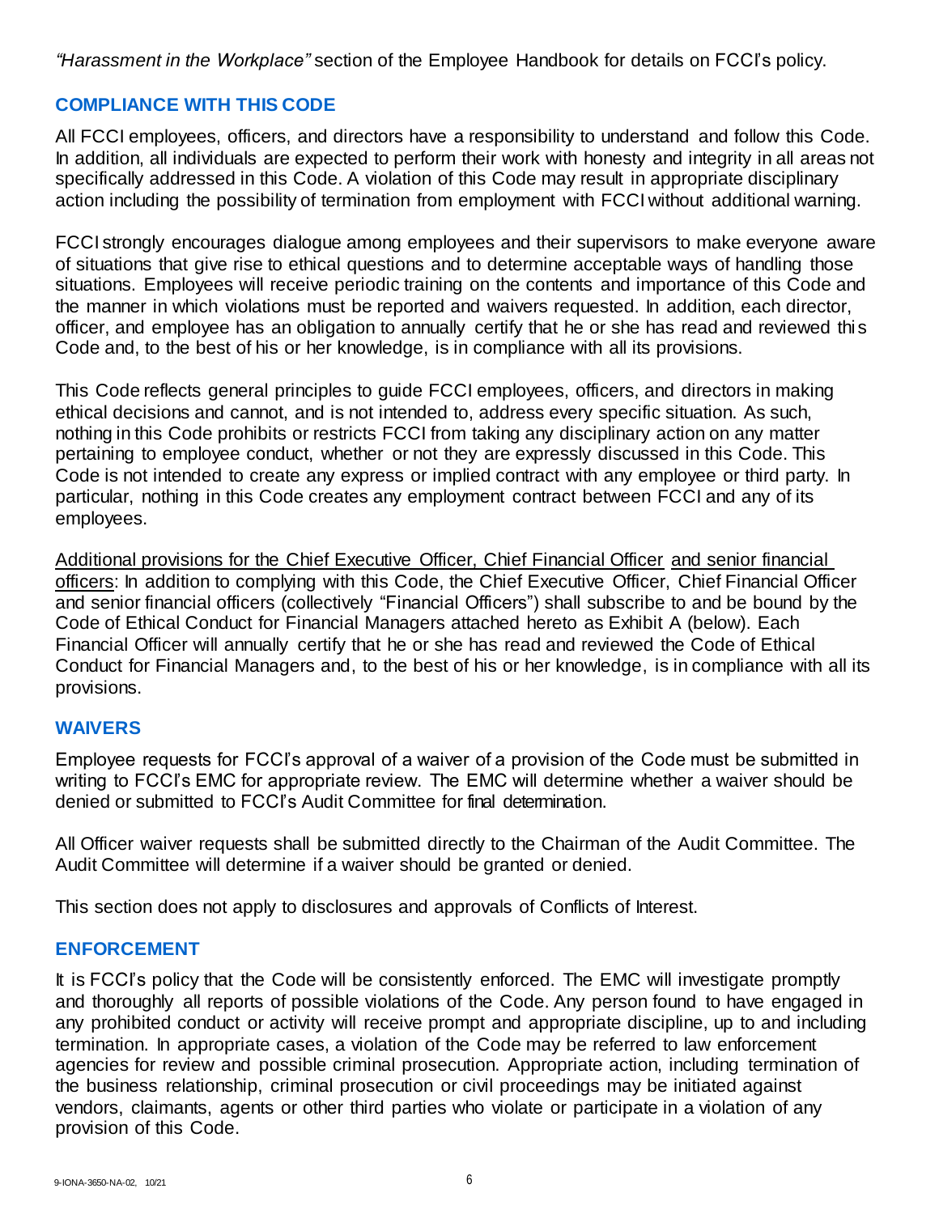*"Harassment in the Workplace"* section of the Employee Handbook for details on FCCI's policy.

## COMPLIANCE WITH THIS CODE

All FCCI employees, officers, and directors have a responsibility to understand and follow this Code. In addition, all individuals are expected to perform their work with honesty and integrity in all areas not specifically addressed in this Code. A violation of this Code may result in appropriate disciplinary action including the possibility of termination from employment with FCCI without additional warning.

FCCI strongly encourages dialogue among employees and their supervisors to make everyone aware of situations that give rise to ethical questions and to determine acceptable ways of handling those situations. Employees will receive periodic training on the contents and importance of this Code and the manner in which violations must be reported and waivers requested. In addition, each director, officer, and employee has an obligation to annually certify that he or she has read and reviewed this Code and, to the best of his or her knowledge, is in compliance with all its provisions.

This Code reflects general principles to guide FCCI employees, officers, and directors in making ethical decisions and cannot, and is not intended to, address every specific situation. As such, nothing in this Code prohibits or restricts FCCI from taking any disciplinary action on any matter pertaining to employee conduct, whether or not they are expressly discussed in this Code. This Code is not intended to create any express or implied contract with any employee or third party. In particular, nothing in this Code creates any employment contract between FCCI and any of its employees.

Additional provisions for the Chief Executive Officer, Chief Financial Officer and senior financial officers: In addition to complying with this Code, the Chief Executive Officer, Chief Financial Officer and senior financial officers (collectively "Financial Officers") shall subscribe to and be bound by the Code of Ethical Conduct for Financial Managers attached hereto as Exhibit A (below). Each Financial Officer will annually certify that he or she has read and reviewed the Code of Ethical Conduct for Financial Managers and, to the best of his or her knowledge, is in compliance with all its provisions.

## WAIVERS

Employee requests for FCCI's approval of a waiver of a provision of the Code must be submitted in writing to FCCI's EMC for appropriate review. The EMC will determine whether a waiver should be denied or submitted to FCCI's Audit Committee for final determination.

All Officer waiver requests shall be submitted directly to the Chairman of the Audit Committee. The Audit Committee will determine if a waiver should be granted or denied.

This section does not apply to disclosures and approvals of Conflicts of Interest.

## ENFORCEMENT

It is FCCI's policy that the Code will be consistently enforced. The EMC will investigate promptly and thoroughly all reports of possible violations of the Code. Any person found to have engaged in any prohibited conduct or activity will receive prompt and appropriate discipline, up to and including termination. In appropriate cases, a violation of the Code may be referred to law enforcement agencies for review and possible criminal prosecution. Appropriate action, including termination of the business relationship, criminal prosecution or civil proceedings may be initiated against vendors, claimants, agents or other third parties who violate or participate in a violation of any provision of this Code.

9-IONA-3650-NA-02, 10/21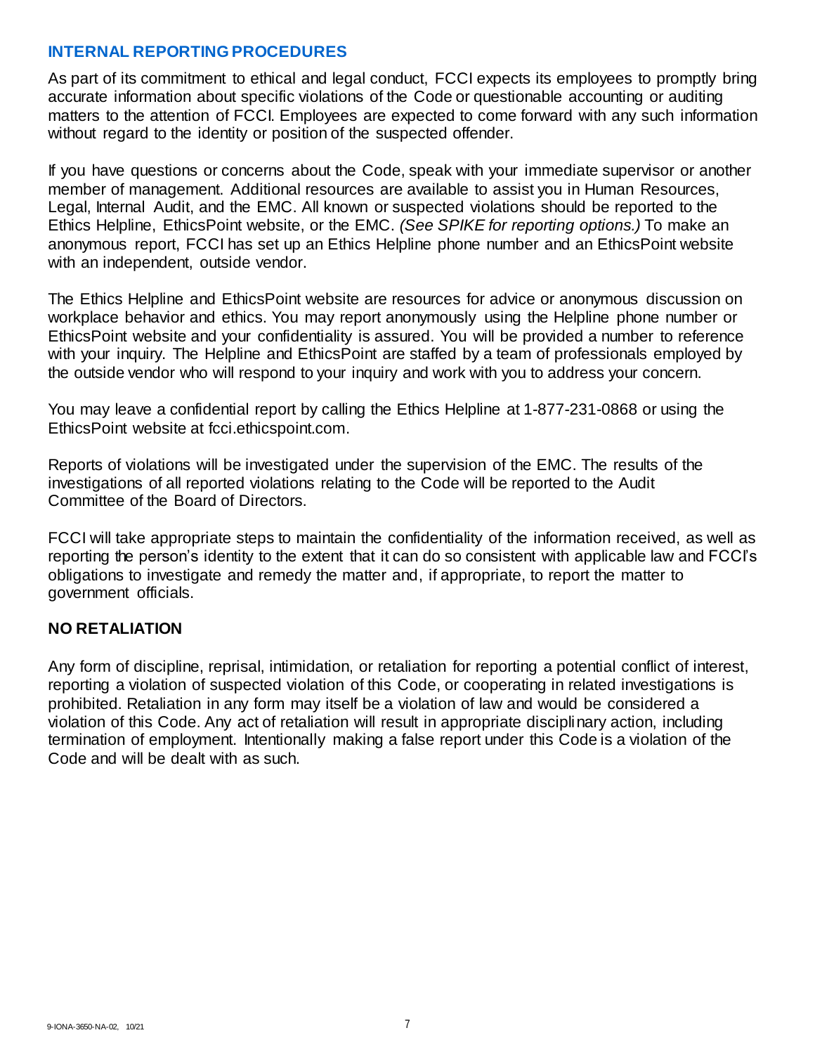## INTERNAL REPORTING PROCEDURES

As part of its commitment to ethical and legal conduct, FCCI expects its employees to promptly bring accurate information about specific violations of the Code or questionable accounting or auditing matters to the attention of FCCI. Employees are expected to come forward with any such information without regard to the identity or position of the suspected offender.

If you have questions or concerns about the Code, speak with your immediate supervisor or another member of management. Additional resources are available to assist you in Human Resources, Legal, Internal Audit, and the EMC. All known or suspected violations should be reported to the Ethics Helpline, EthicsPoint website, or the EMC. *(See SPIKE for reporting options.)* To make an anonymous report, FCCI has set up an Ethics Helpline phone number and an EthicsPoint website with an independent, outside vendor.

The Ethics Helpline and EthicsPoint website are resources for advice or anonymous discussion on workplace behavior and ethics. You may report anonymously using the Helpline phone number or EthicsPoint website and your confidentiality is assured. You will be provided a number to reference with your inquiry. The Helpline and EthicsPoint are staffed by a team of professionals employed by the outside vendor who will respond to your inquiry and work with you to address your concern.

You may leave a confidential report by calling the Ethics Helpline at 1-877-231-0868 or using the EthicsPoint website at fcci.ethicspoint.com.

Reports of violations will be investigated under the supervision of the EMC. The results of the investigations of all reported violations relating to the Code will be reported to the Audit Committee of the Board of Directors.

FCCI will take appropriate steps to maintain the confidentiality of the information received, as well as reporting the person's identity to the extent that it can do so consistent with applicable law and FCCI's obligations to investigate and remedy the matter and, if appropriate, to report the matter to government officials.

## NO RETALIATION

Any form of discipline, reprisal, intimidation, or retaliation for reporting a potential conflict of interest, reporting a violation of suspected violation of this Code, or cooperating in related investigations is prohibited. Retaliation in any form may itself be a violation of law and would be considered a violation of this Code. Any act of retaliation will result in appropriate disciplinary action, including termination of employment. Intentionally making a false report under this Code is a violation of the Code and will be dealt with as such.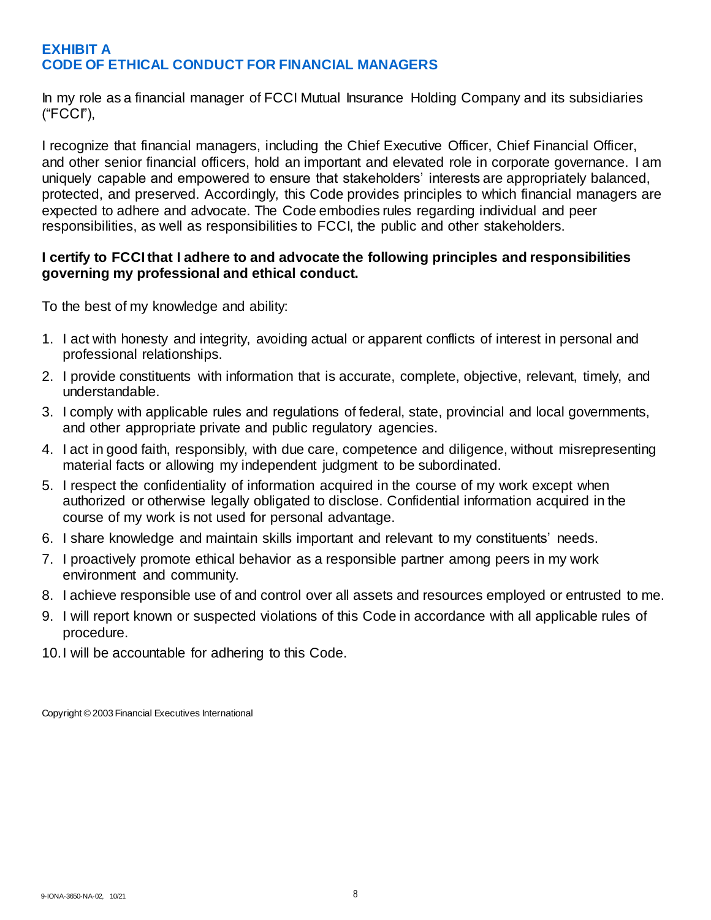# EXHIBIT A
# CODE OF ETHICAL CONDUCT FOR FINANCIAL MANAGERS

In my role as a financial manager of FCCI Mutual Insurance Holding Company and its subsidiaries ("FCCI"),

I recognize that financial managers, including the Chief Executive Officer, Chief Financial Officer, and other senior financial officers, hold an important and elevated role in corporate governance. I am uniquely capable and empowered to ensure that stakeholders' interests are appropriately balanced, protected, and preserved. Accordingly, this Code provides principles to which financial managers are expected to adhere and advocate. The Code embodies rules regarding individual and peer responsibilities, as well as responsibilities to FCCI, the public and other stakeholders.

**I certify to FCCI that I adhere to and advocate the following principles and responsibilities governing my professional and ethical conduct.**

To the best of my knowledge and ability:

1. I act with honesty and integrity, avoiding actual or apparent conflicts of interest in personal and professional relationships.
2. I provide constituents with information that is accurate, complete, objective, relevant, timely, and understandable.
3. I comply with applicable rules and regulations of federal, state, provincial and local governments, and other appropriate private and public regulatory agencies.
4. I act in good faith, responsibly, with due care, competence and diligence, without misrepresenting material facts or allowing my independent judgment to be subordinated.
5. I respect the confidentiality of information acquired in the course of my work except when authorized or otherwise legally obligated to disclose. Confidential information acquired in the course of my work is not used for personal advantage.
6. I share knowledge and maintain skills important and relevant to my constituents' needs.
7. I proactively promote ethical behavior as a responsible partner among peers in my work environment and community.
8. I achieve responsible use of and control over all assets and resources employed or entrusted to me.
9. I will report known or suspected violations of this Code in accordance with all applicable rules of procedure.
10. I will be accountable for adhering to this Code.

Copyright © 2003 Financial Executives International